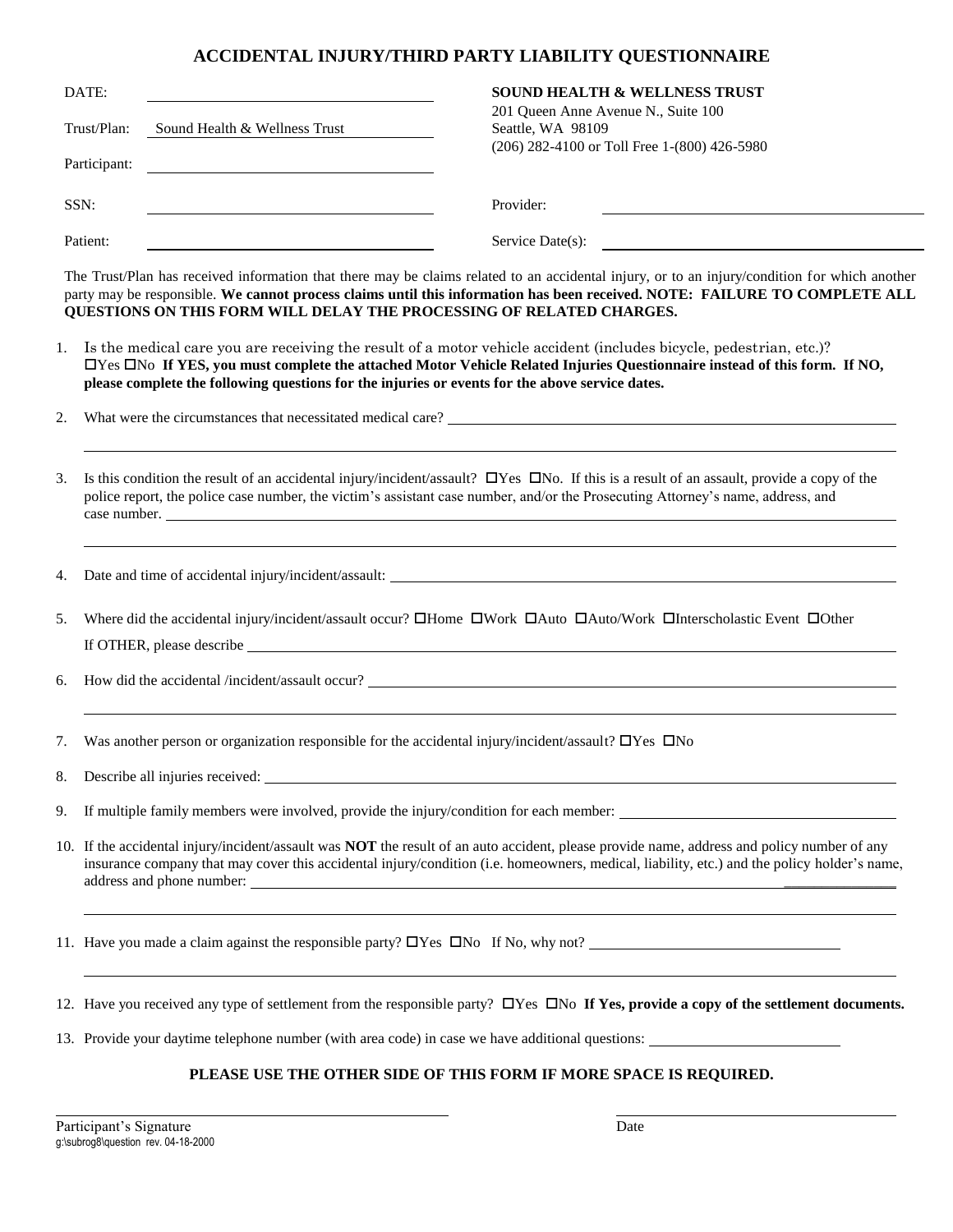# ACCIDENTAL INJURY/THIRD PARTY LIABILITY QUESTIONNAIRE

DATE: ______________________

Trust/Plan: Sound Health & Wellness Trust

Participant: ______________________

SSN: ______________________

Patient: ______________________

**SOUND HEALTH & WELLNESS TRUST**
201 Queen Anne Avenue N., Suite 100
Seattle, WA 98109
(206) 282-4100 or Toll Free 1-(800) 426-5980

Provider: ______________________

Service Date(s): ______________________

The Trust/Plan has received information that there may be claims related to an accidental injury, or to an injury/condition for which another party may be responsible. **We cannot process claims until this information has been received. NOTE: FAILURE TO COMPLETE ALL QUESTIONS ON THIS FORM WILL DELAY THE PROCESSING OF RELATED CHARGES.**

1. Is the medical care you are receiving the result of a motor vehicle accident (includes bicycle, pedestrian, etc.)? ☐Yes ☐No **If YES, you must complete the attached Motor Vehicle Related Injuries Questionnaire instead of this form. If NO, please complete the following questions for the injuries or events for the above service dates.**

2. What were the circumstances that necessitated medical care? ______________________

3. Is this condition the result of an accidental injury/incident/assault? ☐Yes ☐No. If this is a result of an assault, provide a copy of the police report, the police case number, the victim's assistant case number, and/or the Prosecuting Attorney's name, address, and case number. ______________________

4. Date and time of accidental injury/incident/assault: ______________________

5. Where did the accidental injury/incident/assault occur? ☐Home ☐Work ☐Auto ☐Auto/Work ☐Interscholastic Event ☐Other
   If OTHER, please describe ______________________

6. How did the accidental /incident/assault occur? ______________________

7. Was another person or organization responsible for the accidental injury/incident/assault? ☐Yes ☐No

8. Describe all injuries received: ______________________

9. If multiple family members were involved, provide the injury/condition for each member: ______________________

10. If the accidental injury/incident/assault was **NOT** the result of an auto accident, please provide name, address and policy number of any insurance company that may cover this accidental injury/condition (i.e. homeowners, medical, liability, etc.) and the policy holder's name, address and phone number: ______________________

11. Have you made a claim against the responsible party? ☐Yes ☐No If No, why not? ______________________

12. Have you received any type of settlement from the responsible party? ☐Yes ☐No **If Yes, provide a copy of the settlement documents.**

13. Provide your daytime telephone number (with area code) in case we have additional questions: ______________________

**PLEASE USE THE OTHER SIDE OF THIS FORM IF MORE SPACE IS REQUIRED.**

______________________ Participant's Signature

______________________ Date

g:\subrog8\question rev. 04-18-2000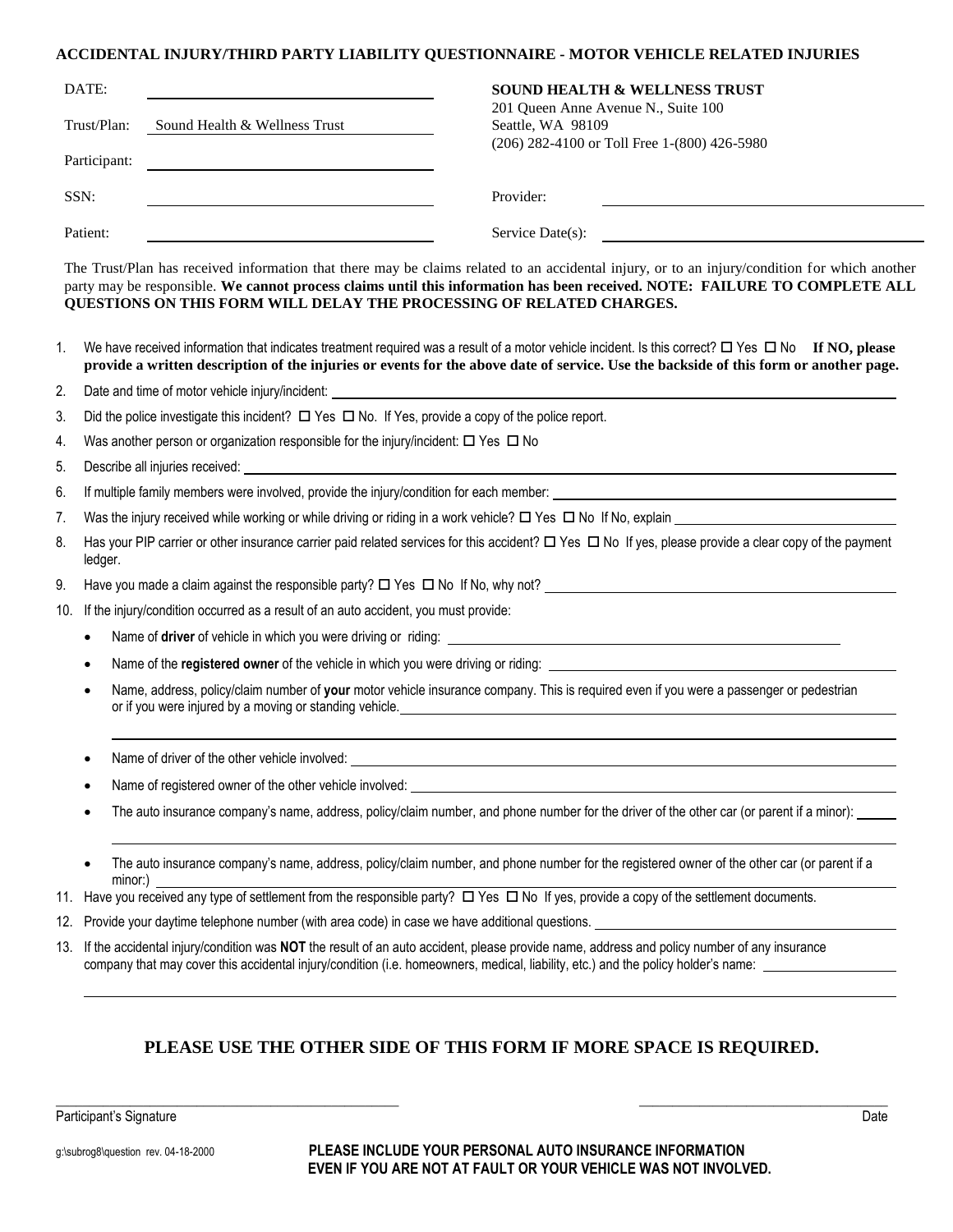# ACCIDENTAL INJURY/THIRD PARTY LIABILITY QUESTIONNAIRE - MOTOR VEHICLE RELATED INJURIES

DATE: ______________________

Trust/Plan: Sound Health & Wellness Trust

Participant: ______________________

SSN: ______________________

Patient: ______________________

**SOUND HEALTH & WELLNESS TRUST**
201 Queen Anne Avenue N., Suite 100
Seattle, WA 98109
(206) 282-4100 or Toll Free 1-(800) 426-5980

Provider: ______________________

Service Date(s): ______________________

The Trust/Plan has received information that there may be claims related to an accidental injury, or to an injury/condition for which another party may be responsible. **We cannot process claims until this information has been received. NOTE: FAILURE TO COMPLETE ALL QUESTIONS ON THIS FORM WILL DELAY THE PROCESSING OF RELATED CHARGES.**

1. We have received information that indicates treatment required was a result of a motor vehicle incident. Is this correct? ☐ Yes ☐ No **If NO, please provide a written description of the injuries or events for the above date of service. Use the backside of this form or another page.**
2. Date and time of motor vehicle injury/incident: ______________________
3. Did the police investigate this incident? ☐ Yes ☐ No. If Yes, provide a copy of the police report.
4. Was another person or organization responsible for the injury/incident: ☐ Yes ☐ No
5. Describe all injuries received: ______________________
6. If multiple family members were involved, provide the injury/condition for each member: ______________________
7. Was the injury received while working or while driving or riding in a work vehicle? ☐ Yes ☐ No If No, explain ______________________
8. Has your PIP carrier or other insurance carrier paid related services for this accident? ☐ Yes ☐ No If yes, please provide a clear copy of the payment ledger.
9. Have you made a claim against the responsible party? ☐ Yes ☐ No If No, why not? ______________________
10. If the injury/condition occurred as a result of an auto accident, you must provide:
    - Name of **driver** of vehicle in which you were driving or riding: ______________________
    - Name of the **registered owner** of the vehicle in which you were driving or riding: ______________________
    - Name, address, policy/claim number of **your** motor vehicle insurance company. This is required even if you were a passenger or pedestrian or if you were injured by a moving or standing vehicle. ______________________
    - Name of driver of the other vehicle involved: ______________________
    - Name of registered owner of the other vehicle involved: ______________________
    - The auto insurance company's name, address, policy/claim number, and phone number for the driver of the other car (or parent if a minor): ______________________
    - The auto insurance company's name, address, policy/claim number, and phone number for the registered owner of the other car (or parent if a minor:) ______________________
11. Have you received any type of settlement from the responsible party? ☐ Yes ☐ No If yes, provide a copy of the settlement documents.
12. Provide your daytime telephone number (with area code) in case we have additional questions. ______________________
13. If the accidental injury/condition was **NOT** the result of an auto accident, please provide name, address and policy number of any insurance company that may cover this accidental injury/condition (i.e. homeowners, medical, liability, etc.) and the policy holder's name: ______________________

## PLEASE USE THE OTHER SIDE OF THIS FORM IF MORE SPACE IS REQUIRED.

______________________ Participant's Signature

______________________ Date

g:\subrog8\question rev. 04-18-2000

**PLEASE INCLUDE YOUR PERSONAL AUTO INSURANCE INFORMATION EVEN IF YOU ARE NOT AT FAULT OR YOUR VEHICLE WAS NOT INVOLVED.**